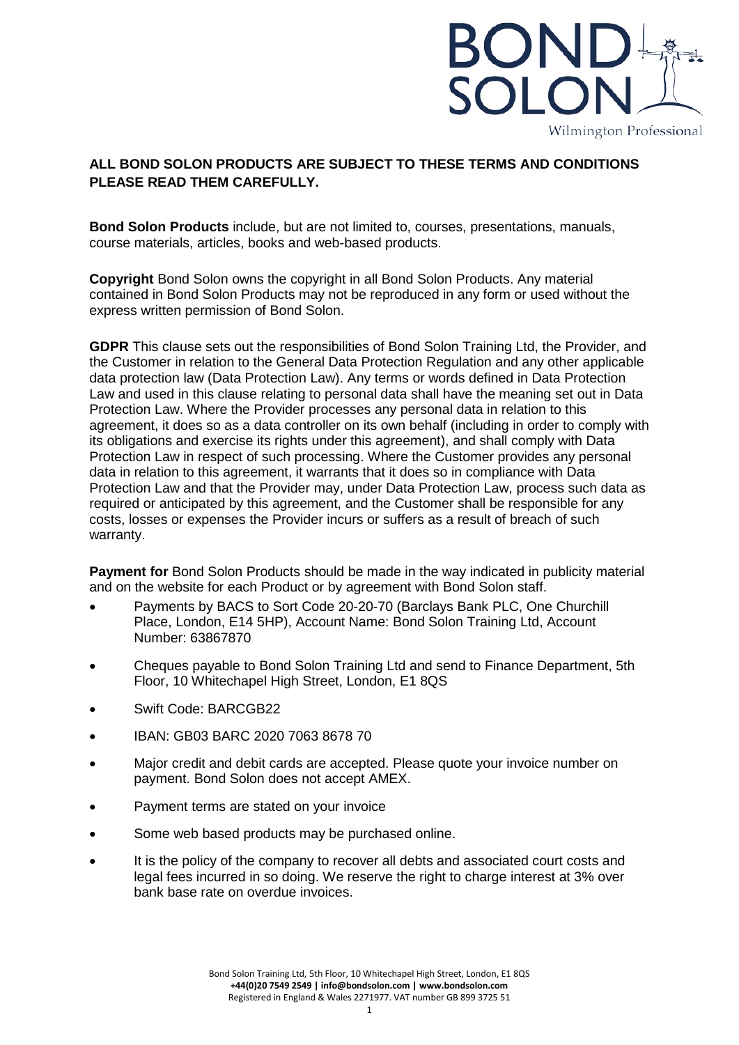**ALL BOND SOLON PRODUCTS ARE SUBJECT TO THESE TERMS AND CONDITIONS PLEASE READ THEM CAREFULLY.**

**Bond Solon Products** include, but are not limited to, courses, presentations, manuals, course materials, articles, books and web-based products.

**Copyright** Bond Solon owns the copyright in all Bond Solon Products. Any material contained in Bond Solon Products may not be reproduced in any form or used without the express written permission of Bond Solon.

**GDPR** This clause sets out the responsibilities of Bond Solon Training Ltd, the Provider, and the Customer in relation to the General Data Protection Regulation and any other applicable data protection law (Data Protection Law). Any terms or words defined in Data Protection Law and used in this clause relating to personal data shall have the meaning set out in Data Protection Law. Where the Provider processes any personal data in relation to this agreement, it does so as a data controller on its own behalf (including in order to comply with its obligations and exercise its rights under this agreement), and shall comply with Data Protection Law in respect of such processing. Where the Customer provides any personal data in relation to this agreement, it warrants that it does so in compliance with Data Protection Law and that the Provider may, under Data Protection Law, process such data as required or anticipated by this agreement, and the Customer shall be responsible for any costs, losses or expenses the Provider incurs or suffers as a result of breach of such warranty.

**Payment for** Bond Solon Products should be made in the way indicated in publicity material and on the website for each Product or by agreement with Bond Solon staff.

- Payments by BACS to Sort Code 20-20-70 (Barclays Bank PLC, One Churchill Place, London, E14 5HP), Account Name: Bond Solon Training Ltd, Account Number: 63867870
- Cheques payable to Bond Solon Training Ltd and send to Finance Department, 5th Floor, 10 Whitechapel High Street, London, E1 8QS
- Swift Code: BARCGB22
- IBAN: GB03 BARC 2020 7063 8678 70
- Major credit and debit cards are accepted. Please quote your invoice number on payment. Bond Solon does not accept AMEX.
- Payment terms are stated on your invoice
- Some web based products may be purchased online.
- It is the policy of the company to recover all debts and associated court costs and legal fees incurred in so doing. We reserve the right to charge interest at 3% over bank base rate on overdue invoices.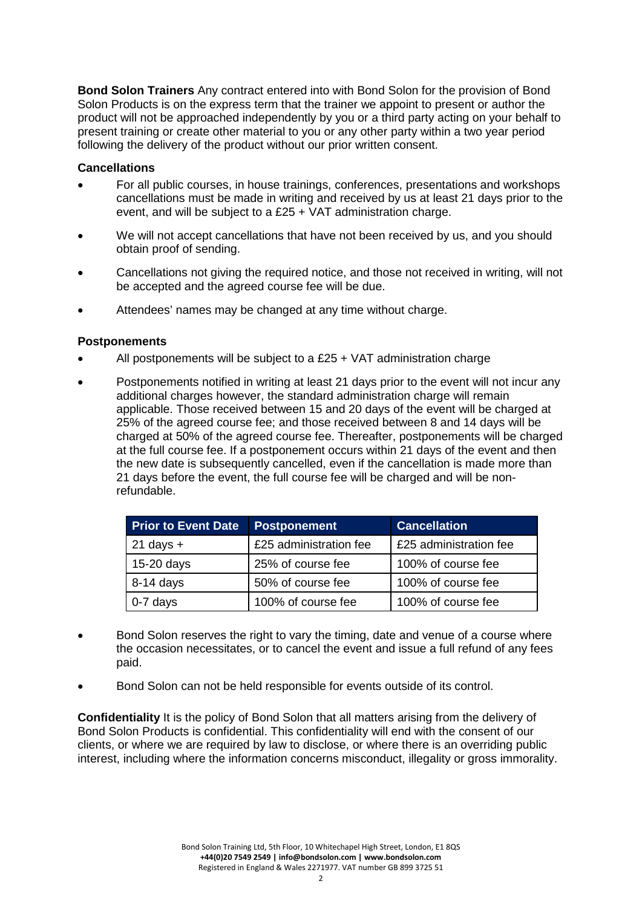**Bond Solon Trainers** Any contract entered into with Bond Solon for the provision of Bond Solon Products is on the express term that the trainer we appoint to present or author the product will not be approached independently by you or a third party acting on your behalf to present training or create other material to you or any other party within a two year period following the delivery of the product without our prior written consent.

**Cancellations**

- For all public courses, in house trainings, conferences, presentations and workshops cancellations must be made in writing and received by us at least 21 days prior to the event, and will be subject to a £25 + VAT administration charge.
- We will not accept cancellations that have not been received by us, and you should obtain proof of sending.
- Cancellations not giving the required notice, and those not received in writing, will not be accepted and the agreed course fee will be due.
- Attendees' names may be changed at any time without charge.

**Postponements**

- All postponements will be subject to a £25 + VAT administration charge
- Postponements notified in writing at least 21 days prior to the event will not incur any additional charges however, the standard administration charge will remain applicable. Those received between 15 and 20 days of the event will be charged at 25% of the agreed course fee; and those received between 8 and 14 days will be charged at 50% of the agreed course fee. Thereafter, postponements will be charged at the full course fee. If a postponement occurs within 21 days of the event and then the new date is subsequently cancelled, even if the cancellation is made more than 21 days before the event, the full course fee will be charged and will be non-refundable.

| Prior to Event Date | Postponement | Cancellation |
|---|---|---|
| 21 days + | £25 administration fee | £25 administration fee |
| 15-20 days | 25% of course fee | 100% of course fee |
| 8-14 days | 50% of course fee | 100% of course fee |
| 0-7 days | 100% of course fee | 100% of course fee |

- Bond Solon reserves the right to vary the timing, date and venue of a course where the occasion necessitates, or to cancel the event and issue a full refund of any fees paid.
- Bond Solon can not be held responsible for events outside of its control.

**Confidentiality** It is the policy of Bond Solon that all matters arising from the delivery of Bond Solon Products is confidential. This confidentiality will end with the consent of our clients, or where we are required by law to disclose, or where there is an overriding public interest, including where the information concerns misconduct, illegality or gross immorality.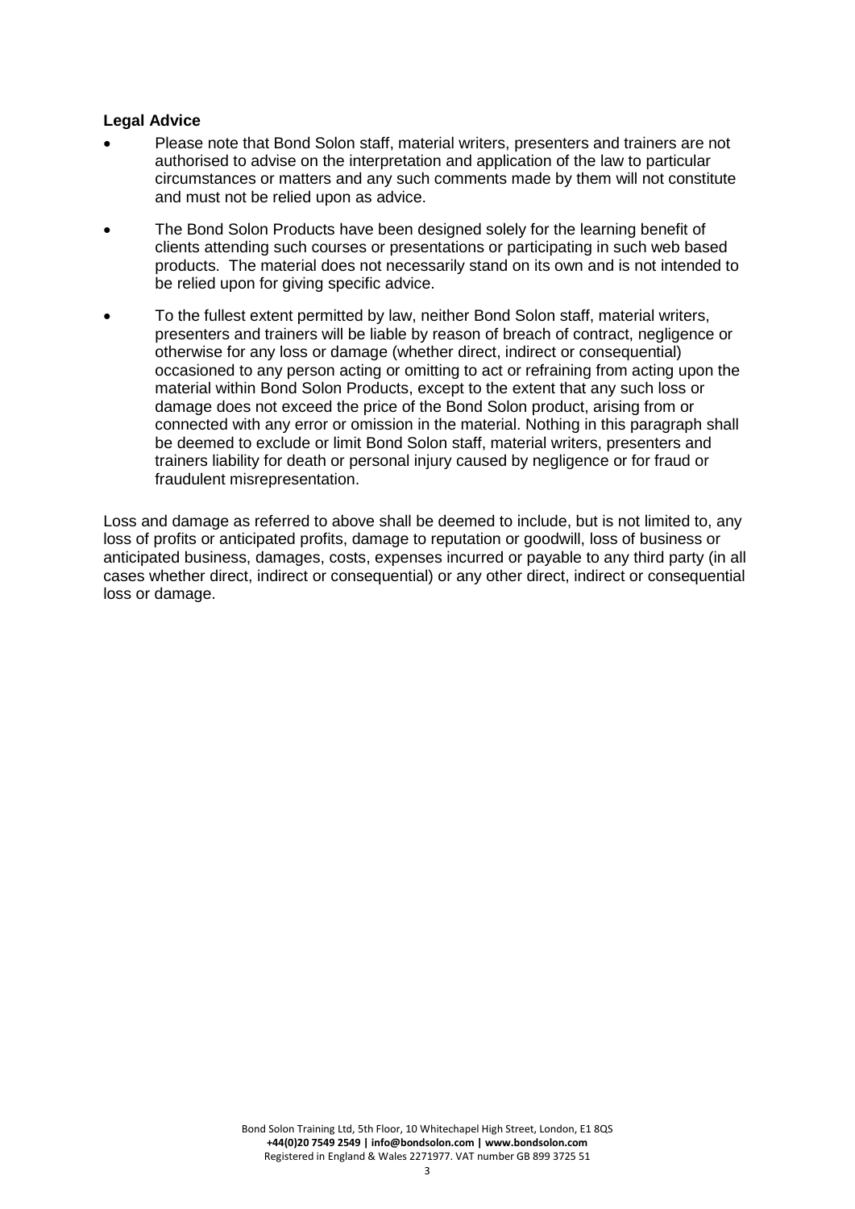**Legal Advice**

- Please note that Bond Solon staff, material writers, presenters and trainers are not authorised to advise on the interpretation and application of the law to particular circumstances or matters and any such comments made by them will not constitute and must not be relied upon as advice.
- The Bond Solon Products have been designed solely for the learning benefit of clients attending such courses or presentations or participating in such web based products. The material does not necessarily stand on its own and is not intended to be relied upon for giving specific advice.
- To the fullest extent permitted by law, neither Bond Solon staff, material writers, presenters and trainers will be liable by reason of breach of contract, negligence or otherwise for any loss or damage (whether direct, indirect or consequential) occasioned to any person acting or omitting to act or refraining from acting upon the material within Bond Solon Products, except to the extent that any such loss or damage does not exceed the price of the Bond Solon product, arising from or connected with any error or omission in the material. Nothing in this paragraph shall be deemed to exclude or limit Bond Solon staff, material writers, presenters and trainers liability for death or personal injury caused by negligence or for fraud or fraudulent misrepresentation.

Loss and damage as referred to above shall be deemed to include, but is not limited to, any loss of profits or anticipated profits, damage to reputation or goodwill, loss of business or anticipated business, damages, costs, expenses incurred or payable to any third party (in all cases whether direct, indirect or consequential) or any other direct, indirect or consequential loss or damage.

Bond Solon Training Ltd, 5th Floor, 10 Whitechapel High Street, London, E1 8QS
**+44(0)20 7549 2549 | info@bondsolon.com | www.bondsolon.com**
Registered in England & Wales 2271977. VAT number GB 899 3725 51